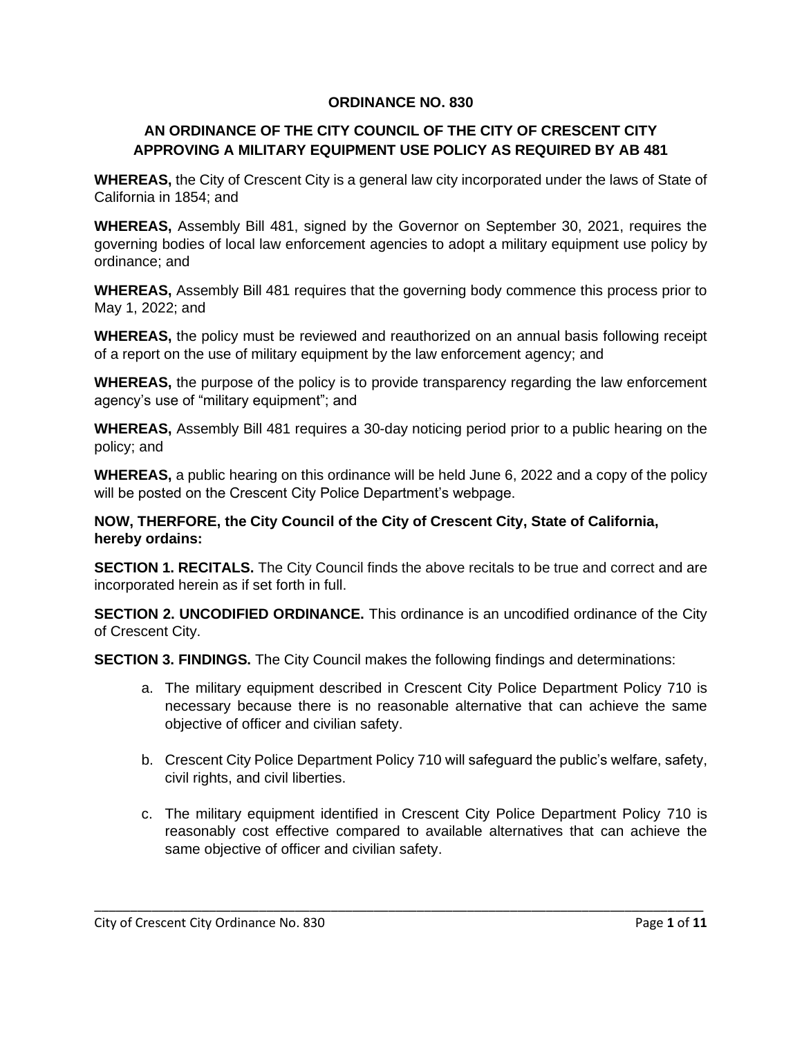**ORDINANCE NO. 830**

**AN ORDINANCE OF THE CITY COUNCIL OF THE CITY OF CRESCENT CITY APPROVING A MILITARY EQUIPMENT USE POLICY AS REQUIRED BY AB 481**

**WHEREAS,** the City of Crescent City is a general law city incorporated under the laws of State of California in 1854; and

**WHEREAS,** Assembly Bill 481, signed by the Governor on September 30, 2021, requires the governing bodies of local law enforcement agencies to adopt a military equipment use policy by ordinance; and

**WHEREAS,** Assembly Bill 481 requires that the governing body commence this process prior to May 1, 2022; and

**WHEREAS,** the policy must be reviewed and reauthorized on an annual basis following receipt of a report on the use of military equipment by the law enforcement agency; and

**WHEREAS,** the purpose of the policy is to provide transparency regarding the law enforcement agency's use of "military equipment"; and

**WHEREAS,** Assembly Bill 481 requires a 30-day noticing period prior to a public hearing on the policy; and

**WHEREAS,** a public hearing on this ordinance will be held June 6, 2022 and a copy of the policy will be posted on the Crescent City Police Department's webpage.

**NOW, THERFORE, the City Council of the City of Crescent City, State of California, hereby ordains:**

**SECTION 1. RECITALS.** The City Council finds the above recitals to be true and correct and are incorporated herein as if set forth in full.

**SECTION 2. UNCODIFIED ORDINANCE.** This ordinance is an uncodified ordinance of the City of Crescent City.

**SECTION 3. FINDINGS.** The City Council makes the following findings and determinations:

a. The military equipment described in Crescent City Police Department Policy 710 is necessary because there is no reasonable alternative that can achieve the same objective of officer and civilian safety.

b. Crescent City Police Department Policy 710 will safeguard the public's welfare, safety, civil rights, and civil liberties.

c. The military equipment identified in Crescent City Police Department Policy 710 is reasonably cost effective compared to available alternatives that can achieve the same objective of officer and civilian safety.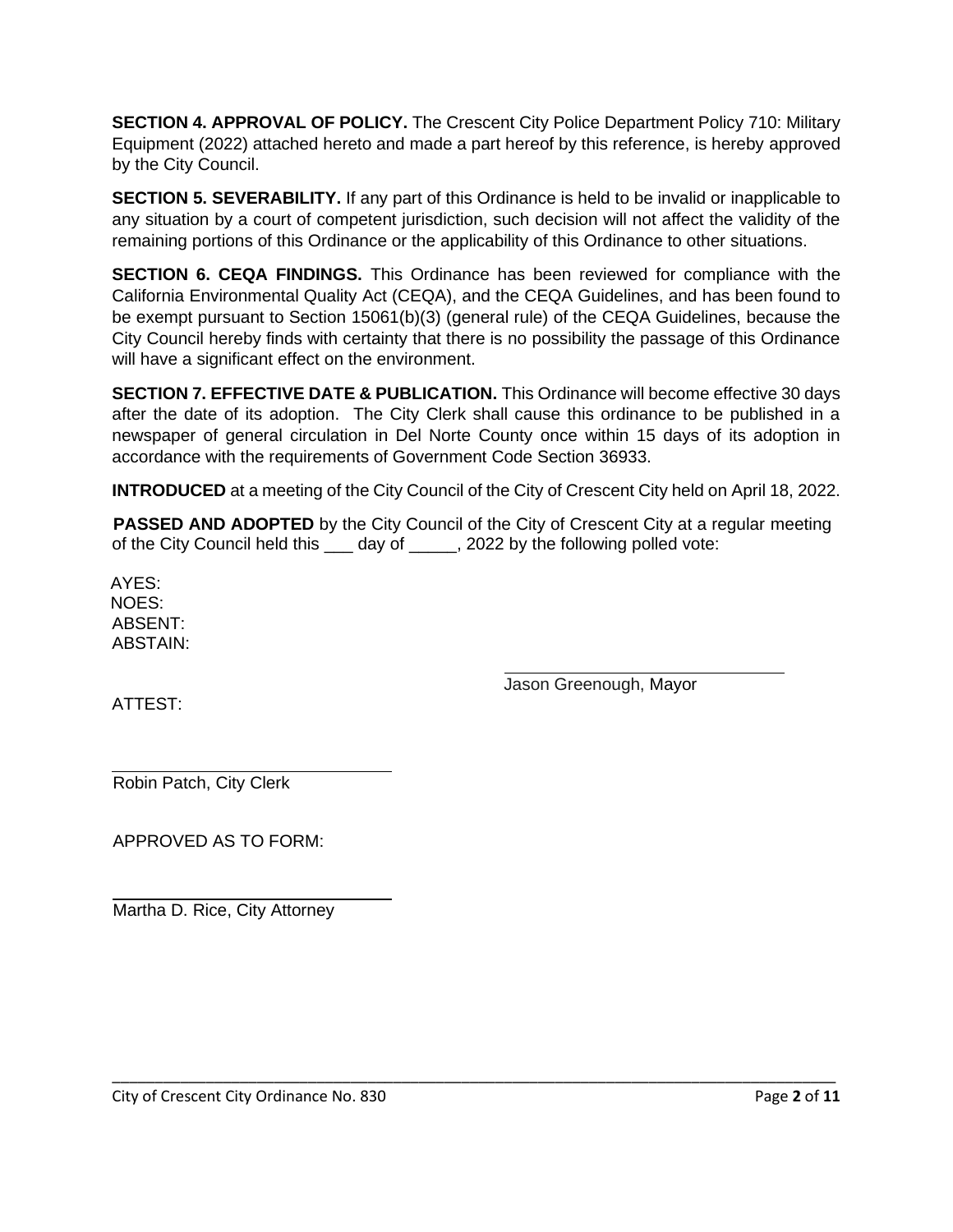**SECTION 4. APPROVAL OF POLICY.** The Crescent City Police Department Policy 710: Military Equipment (2022) attached hereto and made a part hereof by this reference, is hereby approved by the City Council.

**SECTION 5. SEVERABILITY.** If any part of this Ordinance is held to be invalid or inapplicable to any situation by a court of competent jurisdiction, such decision will not affect the validity of the remaining portions of this Ordinance or the applicability of this Ordinance to other situations.

**SECTION 6. CEQA FINDINGS.** This Ordinance has been reviewed for compliance with the California Environmental Quality Act (CEQA), and the CEQA Guidelines, and has been found to be exempt pursuant to Section 15061(b)(3) (general rule) of the CEQA Guidelines, because the City Council hereby finds with certainty that there is no possibility the passage of this Ordinance will have a significant effect on the environment.

**SECTION 7. EFFECTIVE DATE & PUBLICATION.** This Ordinance will become effective 30 days after the date of its adoption. The City Clerk shall cause this ordinance to be published in a newspaper of general circulation in Del Norte County once within 15 days of its adoption in accordance with the requirements of Government Code Section 36933.

**INTRODUCED** at a meeting of the City Council of the City of Crescent City held on April 18, 2022.

**PASSED AND ADOPTED** by the City Council of the City of Crescent City at a regular meeting of the City Council held this ___ day of _____, 2022 by the following polled vote:

AYES:
NOES:
ABSENT:
ABSTAIN:

______________________________
Jason Greenough, Mayor

ATTEST:

______________________________
Robin Patch, City Clerk

APPROVED AS TO FORM:

______________________________
Martha D. Rice, City Attorney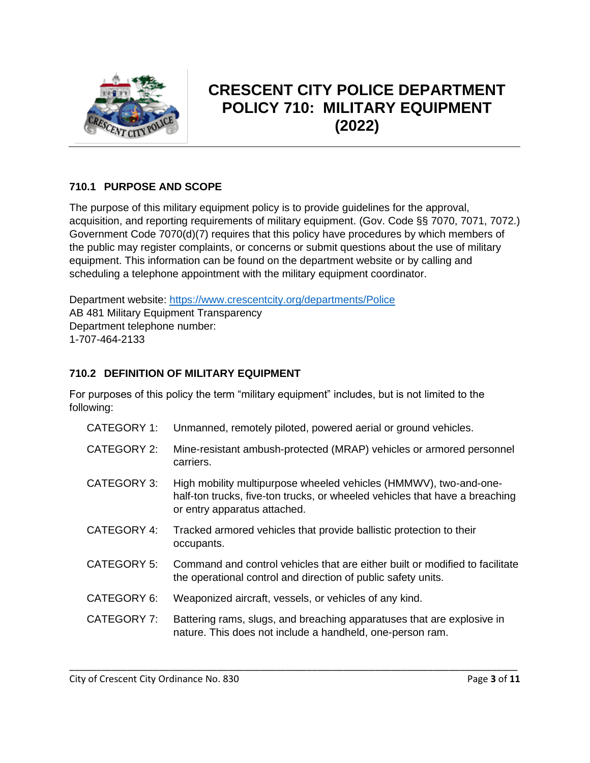# CRESCENT CITY POLICE DEPARTMENT POLICY 710: MILITARY EQUIPMENT (2022)

## 710.1 PURPOSE AND SCOPE

The purpose of this military equipment policy is to provide guidelines for the approval, acquisition, and reporting requirements of military equipment. (Gov. Code §§ 7070, 7071, 7072.) Government Code 7070(d)(7) requires that this policy have procedures by which members of the public may register complaints, or concerns or submit questions about the use of military equipment. This information can be found on the department website or by calling and scheduling a telephone appointment with the military equipment coordinator.

Department website: https://www.crescentcity.org/departments/Police
AB 481 Military Equipment Transparency
Department telephone number:
1-707-464-2133

## 710.2 DEFINITION OF MILITARY EQUIPMENT

For purposes of this policy the term "military equipment" includes, but is not limited to the following:

- CATEGORY 1: Unmanned, remotely piloted, powered aerial or ground vehicles.
- CATEGORY 2: Mine-resistant ambush-protected (MRAP) vehicles or armored personnel carriers.
- CATEGORY 3: High mobility multipurpose wheeled vehicles (HMMWV), two-and-one-half-ton trucks, five-ton trucks, or wheeled vehicles that have a breaching or entry apparatus attached.
- CATEGORY 4: Tracked armored vehicles that provide ballistic protection to their occupants.
- CATEGORY 5: Command and control vehicles that are either built or modified to facilitate the operational control and direction of public safety units.
- CATEGORY 6: Weaponized aircraft, vessels, or vehicles of any kind.
- CATEGORY 7: Battering rams, slugs, and breaching apparatuses that are explosive in nature. This does not include a handheld, one-person ram.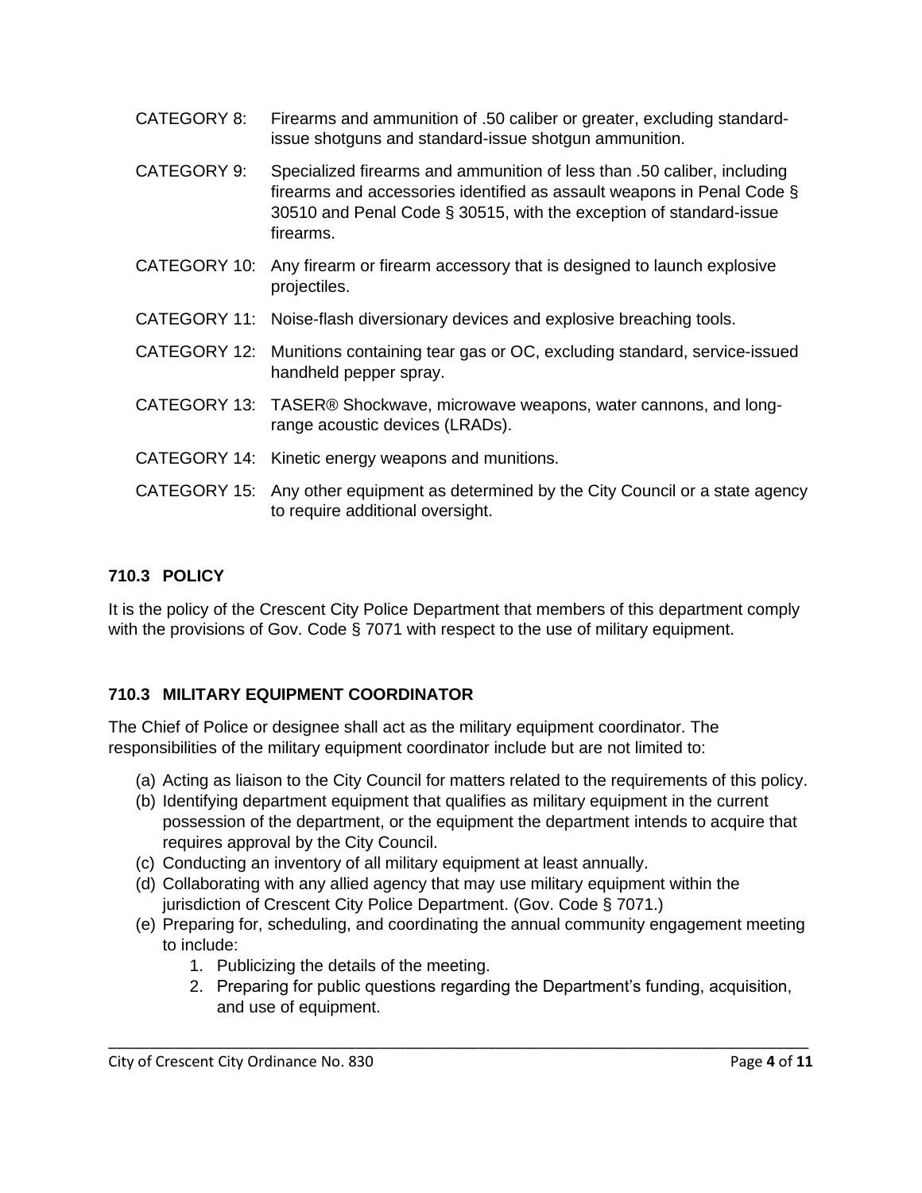CATEGORY 8: Firearms and ammunition of .50 caliber or greater, excluding standard-issue shotguns and standard-issue shotgun ammunition.

CATEGORY 9: Specialized firearms and ammunition of less than .50 caliber, including firearms and accessories identified as assault weapons in Penal Code § 30510 and Penal Code § 30515, with the exception of standard-issue firearms.

CATEGORY 10: Any firearm or firearm accessory that is designed to launch explosive projectiles.

CATEGORY 11: Noise-flash diversionary devices and explosive breaching tools.

CATEGORY 12: Munitions containing tear gas or OC, excluding standard, service-issued handheld pepper spray.

CATEGORY 13: TASER® Shockwave, microwave weapons, water cannons, and long-range acoustic devices (LRADs).

CATEGORY 14: Kinetic energy weapons and munitions.

CATEGORY 15: Any other equipment as determined by the City Council or a state agency to require additional oversight.

### 710.3 POLICY

It is the policy of the Crescent City Police Department that members of this department comply with the provisions of Gov. Code § 7071 with respect to the use of military equipment.

### 710.3 MILITARY EQUIPMENT COORDINATOR

The Chief of Police or designee shall act as the military equipment coordinator. The responsibilities of the military equipment coordinator include but are not limited to:

(a) Acting as liaison to the City Council for matters related to the requirements of this policy.
(b) Identifying department equipment that qualifies as military equipment in the current possession of the department, or the equipment the department intends to acquire that requires approval by the City Council.
(c) Conducting an inventory of all military equipment at least annually.
(d) Collaborating with any allied agency that may use military equipment within the jurisdiction of Crescent City Police Department. (Gov. Code § 7071.)
(e) Preparing for, scheduling, and coordinating the annual community engagement meeting to include:
    1. Publicizing the details of the meeting.
    2. Preparing for public questions regarding the Department's funding, acquisition, and use of equipment.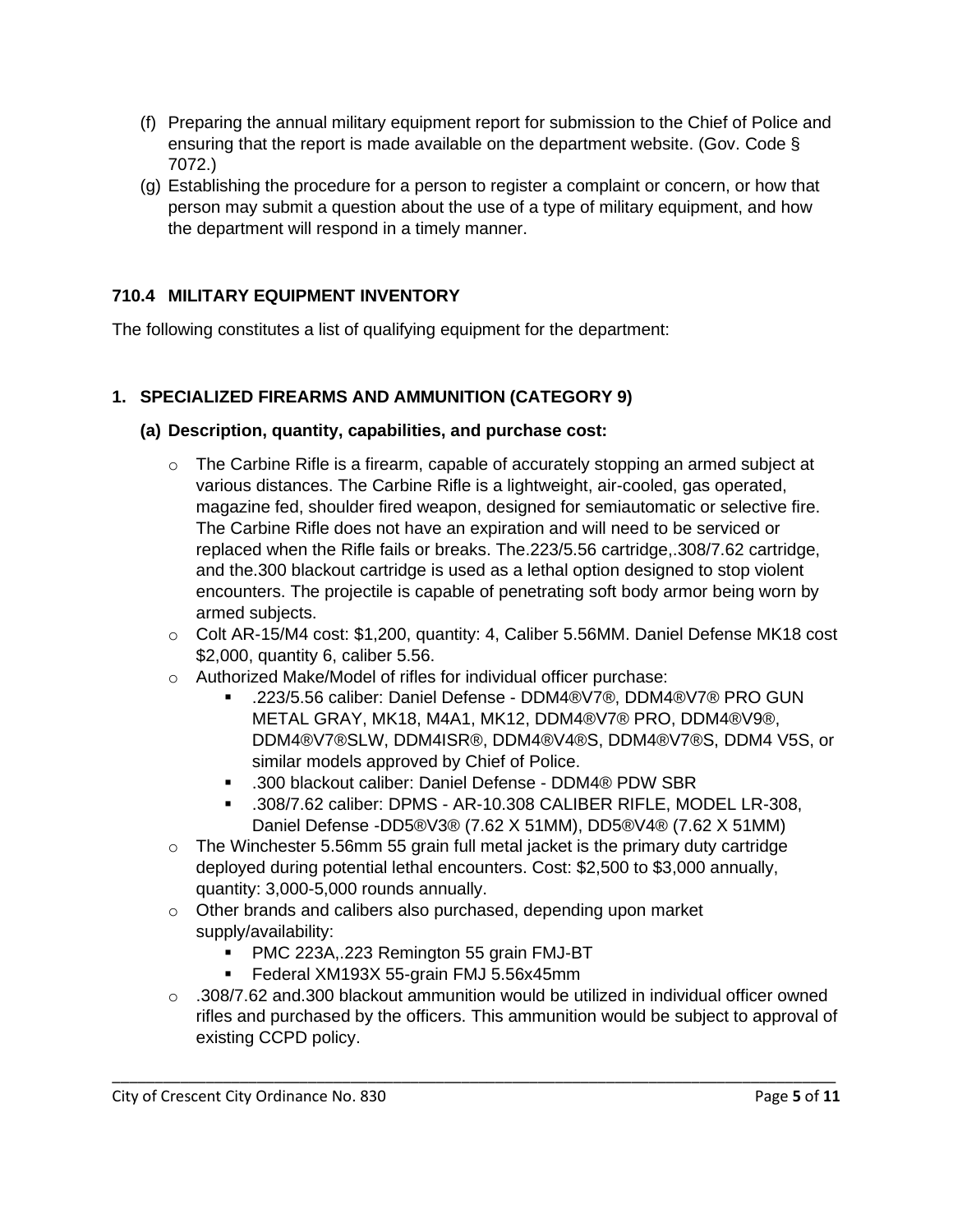(f) Preparing the annual military equipment report for submission to the Chief of Police and ensuring that the report is made available on the department website. (Gov. Code § 7072.)

(g) Establishing the procedure for a person to register a complaint or concern, or how that person may submit a question about the use of a type of military equipment, and how the department will respond in a timely manner.

### 710.4 MILITARY EQUIPMENT INVENTORY

The following constitutes a list of qualifying equipment for the department:

#### 1. SPECIALIZED FIREARMS AND AMMUNITION (CATEGORY 9)

**(a) Description, quantity, capabilities, and purchase cost:**

- The Carbine Rifle is a firearm, capable of accurately stopping an armed subject at various distances. The Carbine Rifle is a lightweight, air-cooled, gas operated, magazine fed, shoulder fired weapon, designed for semiautomatic or selective fire. The Carbine Rifle does not have an expiration and will need to be serviced or replaced when the Rifle fails or breaks. The.223/5.56 cartridge,.308/7.62 cartridge, and the.300 blackout cartridge is used as a lethal option designed to stop violent encounters. The projectile is capable of penetrating soft body armor being worn by armed subjects.
- Colt AR-15/M4 cost: $1,200, quantity: 4, Caliber 5.56MM. Daniel Defense MK18 cost $2,000, quantity 6, caliber 5.56.
- Authorized Make/Model of rifles for individual officer purchase:
  - .223/5.56 caliber: Daniel Defense - DDM4®V7®, DDM4®V7® PRO GUN METAL GRAY, MK18, M4A1, MK12, DDM4®V7® PRO, DDM4®V9®, DDM4®V7®SLW, DDM4ISR®, DDM4®V4®S, DDM4®V7®S, DDM4 V5S, or similar models approved by Chief of Police.
  - .300 blackout caliber: Daniel Defense - DDM4® PDW SBR
  - .308/7.62 caliber: DPMS - AR-10.308 CALIBER RIFLE, MODEL LR-308, Daniel Defense -DD5®V3® (7.62 X 51MM), DD5®V4® (7.62 X 51MM)
- The Winchester 5.56mm 55 grain full metal jacket is the primary duty cartridge deployed during potential lethal encounters. Cost: $2,500 to $3,000 annually, quantity: 3,000-5,000 rounds annually.
- Other brands and calibers also purchased, depending upon market supply/availability:
  - PMC 223A,.223 Remington 55 grain FMJ-BT
  - Federal XM193X 55-grain FMJ 5.56x45mm
- .308/7.62 and.300 blackout ammunition would be utilized in individual officer owned rifles and purchased by the officers. This ammunition would be subject to approval of existing CCPD policy.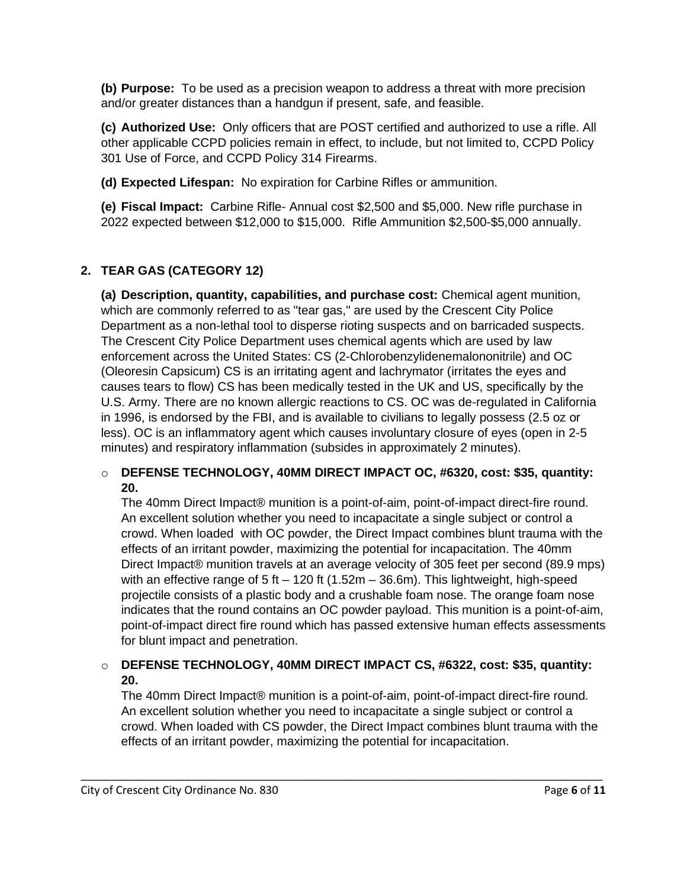**(b) Purpose:** To be used as a precision weapon to address a threat with more precision and/or greater distances than a handgun if present, safe, and feasible.

**(c) Authorized Use:** Only officers that are POST certified and authorized to use a rifle. All other applicable CCPD policies remain in effect, to include, but not limited to, CCPD Policy 301 Use of Force, and CCPD Policy 314 Firearms.

**(d) Expected Lifespan:** No expiration for Carbine Rifles or ammunition.

**(e) Fiscal Impact:** Carbine Rifle- Annual cost $2,500 and $5,000. New rifle purchase in 2022 expected between $12,000 to $15,000. Rifle Ammunition $2,500-$5,000 annually.

## 2. TEAR GAS (CATEGORY 12)

**(a) Description, quantity, capabilities, and purchase cost:** Chemical agent munition, which are commonly referred to as "tear gas," are used by the Crescent City Police Department as a non-lethal tool to disperse rioting suspects and on barricaded suspects. The Crescent City Police Department uses chemical agents which are used by law enforcement across the United States: CS (2-Chlorobenzylidenemalononitrile) and OC (Oleoresin Capsicum) CS is an irritating agent and lachrymator (irritates the eyes and causes tears to flow) CS has been medically tested in the UK and US, specifically by the U.S. Army. There are no known allergic reactions to CS. OC was de-regulated in California in 1996, is endorsed by the FBI, and is available to civilians to legally possess (2.5 oz or less). OC is an inflammatory agent which causes involuntary closure of eyes (open in 2-5 minutes) and respiratory inflammation (subsides in approximately 2 minutes).

- **DEFENSE TECHNOLOGY, 40MM DIRECT IMPACT OC, #6320, cost: $35, quantity: 20.**
  The 40mm Direct Impact® munition is a point-of-aim, point-of-impact direct-fire round. An excellent solution whether you need to incapacitate a single subject or control a crowd. When loaded with OC powder, the Direct Impact combines blunt trauma with the effects of an irritant powder, maximizing the potential for incapacitation. The 40mm Direct Impact® munition travels at an average velocity of 305 feet per second (89.9 mps) with an effective range of 5 ft – 120 ft (1.52m – 36.6m). This lightweight, high-speed projectile consists of a plastic body and a crushable foam nose. The orange foam nose indicates that the round contains an OC powder payload. This munition is a point-of-aim, point-of-impact direct fire round which has passed extensive human effects assessments for blunt impact and penetration.

- **DEFENSE TECHNOLOGY, 40MM DIRECT IMPACT CS, #6322, cost: $35, quantity: 20.**
  The 40mm Direct Impact® munition is a point-of-aim, point-of-impact direct-fire round. An excellent solution whether you need to incapacitate a single subject or control a crowd. When loaded with CS powder, the Direct Impact combines blunt trauma with the effects of an irritant powder, maximizing the potential for incapacitation.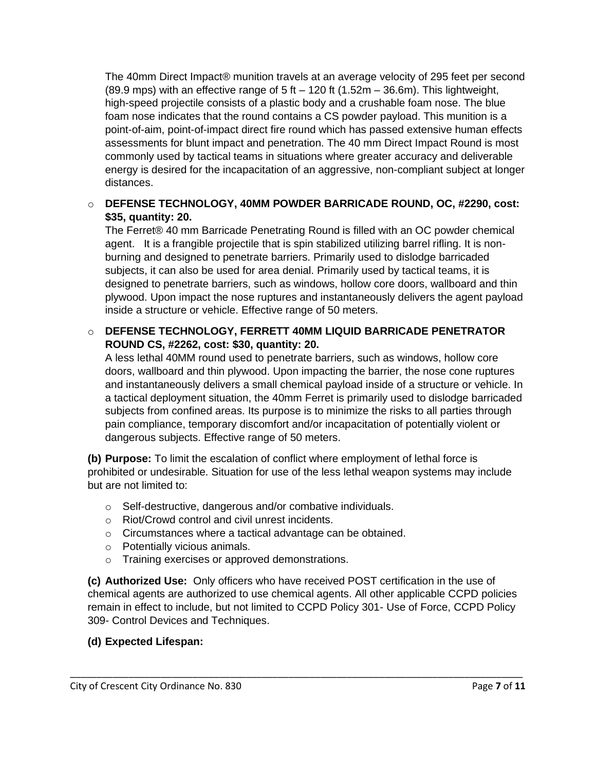The 40mm Direct Impact® munition travels at an average velocity of 295 feet per second (89.9 mps) with an effective range of 5 ft – 120 ft (1.52m – 36.6m). This lightweight, high-speed projectile consists of a plastic body and a crushable foam nose. The blue foam nose indicates that the round contains a CS powder payload. This munition is a point-of-aim, point-of-impact direct fire round which has passed extensive human effects assessments for blunt impact and penetration. The 40 mm Direct Impact Round is most commonly used by tactical teams in situations where greater accuracy and deliverable energy is desired for the incapacitation of an aggressive, non-compliant subject at longer distances.

- **DEFENSE TECHNOLOGY, 40MM POWDER BARRICADE ROUND, OC, #2290, cost: $35, quantity: 20.**
  The Ferret® 40 mm Barricade Penetrating Round is filled with an OC powder chemical agent. It is a frangible projectile that is spin stabilized utilizing barrel rifling. It is non-burning and designed to penetrate barriers. Primarily used to dislodge barricaded subjects, it can also be used for area denial. Primarily used by tactical teams, it is designed to penetrate barriers, such as windows, hollow core doors, wallboard and thin plywood. Upon impact the nose ruptures and instantaneously delivers the agent payload inside a structure or vehicle. Effective range of 50 meters.

- **DEFENSE TECHNOLOGY, FERRETT 40MM LIQUID BARRICADE PENETRATOR ROUND CS, #2262, cost: $30, quantity: 20.**
  A less lethal 40MM round used to penetrate barriers, such as windows, hollow core doors, wallboard and thin plywood. Upon impacting the barrier, the nose cone ruptures and instantaneously delivers a small chemical payload inside of a structure or vehicle. In a tactical deployment situation, the 40mm Ferret is primarily used to dislodge barricaded subjects from confined areas. Its purpose is to minimize the risks to all parties through pain compliance, temporary discomfort and/or incapacitation of potentially violent or dangerous subjects. Effective range of 50 meters.

**(b) Purpose:** To limit the escalation of conflict where employment of lethal force is prohibited or undesirable. Situation for use of the less lethal weapon systems may include but are not limited to:

- Self-destructive, dangerous and/or combative individuals.
- Riot/Crowd control and civil unrest incidents.
- Circumstances where a tactical advantage can be obtained.
- Potentially vicious animals.
- Training exercises or approved demonstrations.

**(c) Authorized Use:** Only officers who have received POST certification in the use of chemical agents are authorized to use chemical agents. All other applicable CCPD policies remain in effect to include, but not limited to CCPD Policy 301- Use of Force, CCPD Policy 309- Control Devices and Techniques.

**(d) Expected Lifespan:**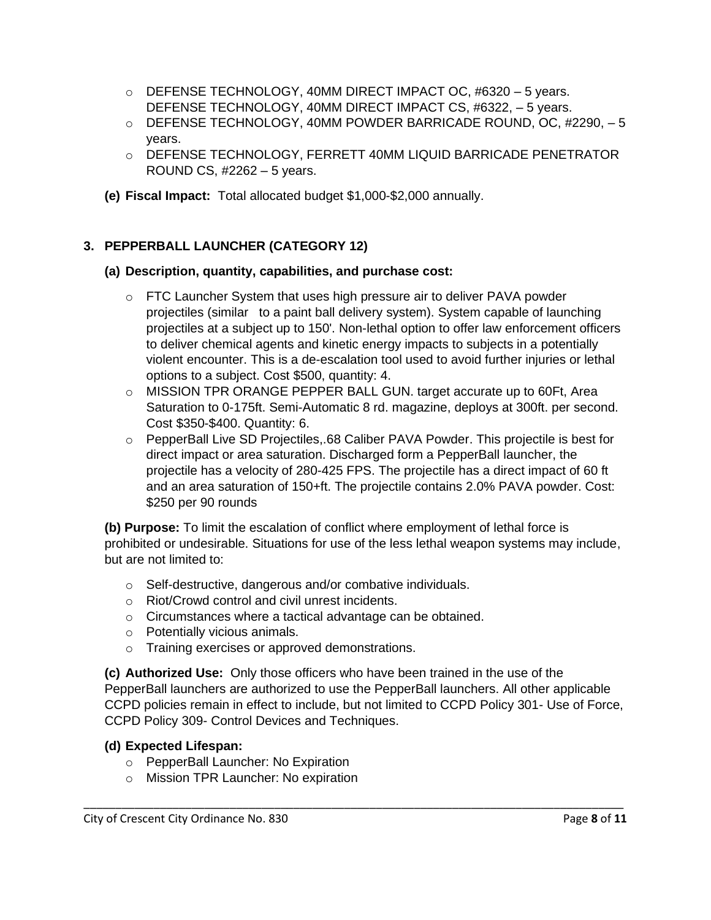- DEFENSE TECHNOLOGY, 40MM DIRECT IMPACT OC, #6320 – 5 years. DEFENSE TECHNOLOGY, 40MM DIRECT IMPACT CS, #6322, – 5 years.
- DEFENSE TECHNOLOGY, 40MM POWDER BARRICADE ROUND, OC, #2290, – 5 years.
- DEFENSE TECHNOLOGY, FERRETT 40MM LIQUID BARRICADE PENETRATOR ROUND CS, #2262 – 5 years.

**(e) Fiscal Impact:** Total allocated budget $1,000-$2,000 annually.

### 3. PEPPERBALL LAUNCHER (CATEGORY 12)

**(a) Description, quantity, capabilities, and purchase cost:**

- FTC Launcher System that uses high pressure air to deliver PAVA powder projectiles (similar to a paint ball delivery system). System capable of launching projectiles at a subject up to 150'. Non-lethal option to offer law enforcement officers to deliver chemical agents and kinetic energy impacts to subjects in a potentially violent encounter. This is a de-escalation tool used to avoid further injuries or lethal options to a subject. Cost $500, quantity: 4.
- MISSION TPR ORANGE PEPPER BALL GUN. target accurate up to 60Ft, Area Saturation to 0-175ft. Semi-Automatic 8 rd. magazine, deploys at 300ft. per second. Cost $350-$400. Quantity: 6.
- PepperBall Live SD Projectiles,.68 Caliber PAVA Powder. This projectile is best for direct impact or area saturation. Discharged form a PepperBall launcher, the projectile has a velocity of 280-425 FPS. The projectile has a direct impact of 60 ft and an area saturation of 150+ft. The projectile contains 2.0% PAVA powder. Cost: $250 per 90 rounds

**(b) Purpose:** To limit the escalation of conflict where employment of lethal force is prohibited or undesirable. Situations for use of the less lethal weapon systems may include, but are not limited to:

- Self-destructive, dangerous and/or combative individuals.
- Riot/Crowd control and civil unrest incidents.
- Circumstances where a tactical advantage can be obtained.
- Potentially vicious animals.
- Training exercises or approved demonstrations.

**(c) Authorized Use:** Only those officers who have been trained in the use of the PepperBall launchers are authorized to use the PepperBall launchers. All other applicable CCPD policies remain in effect to include, but not limited to CCPD Policy 301- Use of Force, CCPD Policy 309- Control Devices and Techniques.

**(d) Expected Lifespan:**

- PepperBall Launcher: No Expiration
- Mission TPR Launcher: No expiration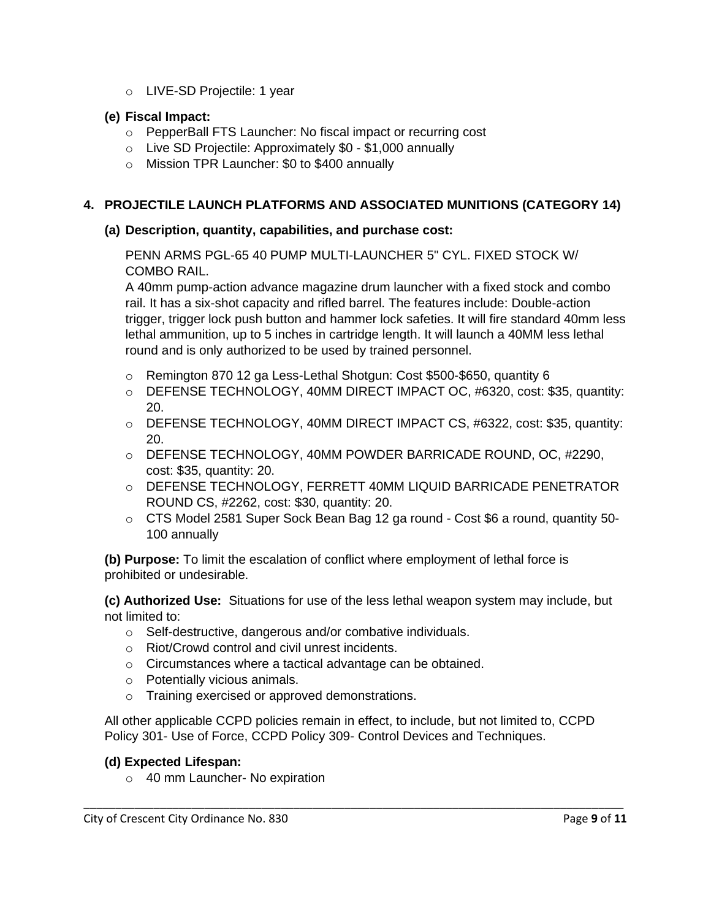- LIVE-SD Projectile: 1 year

**(e) Fiscal Impact:**

- PepperBall FTS Launcher: No fiscal impact or recurring cost
- Live SD Projectile: Approximately $0 - $1,000 annually
- Mission TPR Launcher: $0 to $400 annually

## 4. PROJECTILE LAUNCH PLATFORMS AND ASSOCIATED MUNITIONS (CATEGORY 14)

**(a) Description, quantity, capabilities, and purchase cost:**

PENN ARMS PGL-65 40 PUMP MULTI-LAUNCHER 5" CYL. FIXED STOCK W/ COMBO RAIL.
A 40mm pump-action advance magazine drum launcher with a fixed stock and combo rail. It has a six-shot capacity and rifled barrel. The features include: Double-action trigger, trigger lock push button and hammer lock safeties. It will fire standard 40mm less lethal ammunition, up to 5 inches in cartridge length. It will launch a 40MM less lethal round and is only authorized to be used by trained personnel.

- Remington 870 12 ga Less-Lethal Shotgun: Cost $500-$650, quantity 6
- DEFENSE TECHNOLOGY, 40MM DIRECT IMPACT OC, #6320, cost: $35, quantity: 20.
- DEFENSE TECHNOLOGY, 40MM DIRECT IMPACT CS, #6322, cost: $35, quantity: 20.
- DEFENSE TECHNOLOGY, 40MM POWDER BARRICADE ROUND, OC, #2290, cost: $35, quantity: 20.
- DEFENSE TECHNOLOGY, FERRETT 40MM LIQUID BARRICADE PENETRATOR ROUND CS, #2262, cost: $30, quantity: 20.
- CTS Model 2581 Super Sock Bean Bag 12 ga round - Cost $6 a round, quantity 50-100 annually

**(b) Purpose:** To limit the escalation of conflict where employment of lethal force is prohibited or undesirable.

**(c) Authorized Use:** Situations for use of the less lethal weapon system may include, but not limited to:

- Self-destructive, dangerous and/or combative individuals.
- Riot/Crowd control and civil unrest incidents.
- Circumstances where a tactical advantage can be obtained.
- Potentially vicious animals.
- Training exercised or approved demonstrations.

All other applicable CCPD policies remain in effect, to include, but not limited to, CCPD Policy 301- Use of Force, CCPD Policy 309- Control Devices and Techniques.

**(d) Expected Lifespan:**

- 40 mm Launcher- No expiration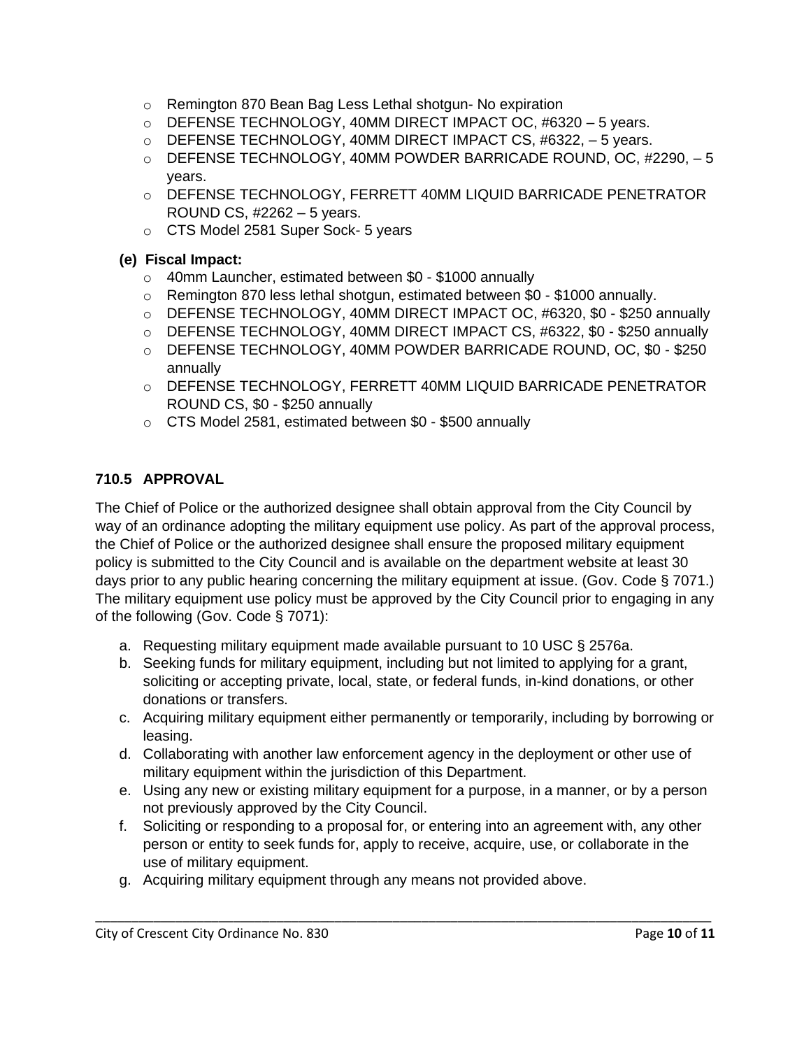- Remington 870 Bean Bag Less Lethal shotgun- No expiration
- DEFENSE TECHNOLOGY, 40MM DIRECT IMPACT OC, #6320 – 5 years.
- DEFENSE TECHNOLOGY, 40MM DIRECT IMPACT CS, #6322, – 5 years.
- DEFENSE TECHNOLOGY, 40MM POWDER BARRICADE ROUND, OC, #2290, – 5 years.
- DEFENSE TECHNOLOGY, FERRETT 40MM LIQUID BARRICADE PENETRATOR ROUND CS, #2262 – 5 years.
- CTS Model 2581 Super Sock- 5 years

**(e) Fiscal Impact:**

- 40mm Launcher, estimated between $0 - $1000 annually
- Remington 870 less lethal shotgun, estimated between $0 - $1000 annually.
- DEFENSE TECHNOLOGY, 40MM DIRECT IMPACT OC, #6320, $0 - $250 annually
- DEFENSE TECHNOLOGY, 40MM DIRECT IMPACT CS, #6322, $0 - $250 annually
- DEFENSE TECHNOLOGY, 40MM POWDER BARRICADE ROUND, OC, $0 - $250 annually
- DEFENSE TECHNOLOGY, FERRETT 40MM LIQUID BARRICADE PENETRATOR ROUND CS, $0 - $250 annually
- CTS Model 2581, estimated between $0 - $500 annually

## 710.5 APPROVAL

The Chief of Police or the authorized designee shall obtain approval from the City Council by way of an ordinance adopting the military equipment use policy. As part of the approval process, the Chief of Police or the authorized designee shall ensure the proposed military equipment policy is submitted to the City Council and is available on the department website at least 30 days prior to any public hearing concerning the military equipment at issue. (Gov. Code § 7071.) The military equipment use policy must be approved by the City Council prior to engaging in any of the following (Gov. Code § 7071):

a. Requesting military equipment made available pursuant to 10 USC § 2576a.
b. Seeking funds for military equipment, including but not limited to applying for a grant, soliciting or accepting private, local, state, or federal funds, in-kind donations, or other donations or transfers.
c. Acquiring military equipment either permanently or temporarily, including by borrowing or leasing.
d. Collaborating with another law enforcement agency in the deployment or other use of military equipment within the jurisdiction of this Department.
e. Using any new or existing military equipment for a purpose, in a manner, or by a person not previously approved by the City Council.
f. Soliciting or responding to a proposal for, or entering into an agreement with, any other person or entity to seek funds for, apply to receive, acquire, use, or collaborate in the use of military equipment.
g. Acquiring military equipment through any means not provided above.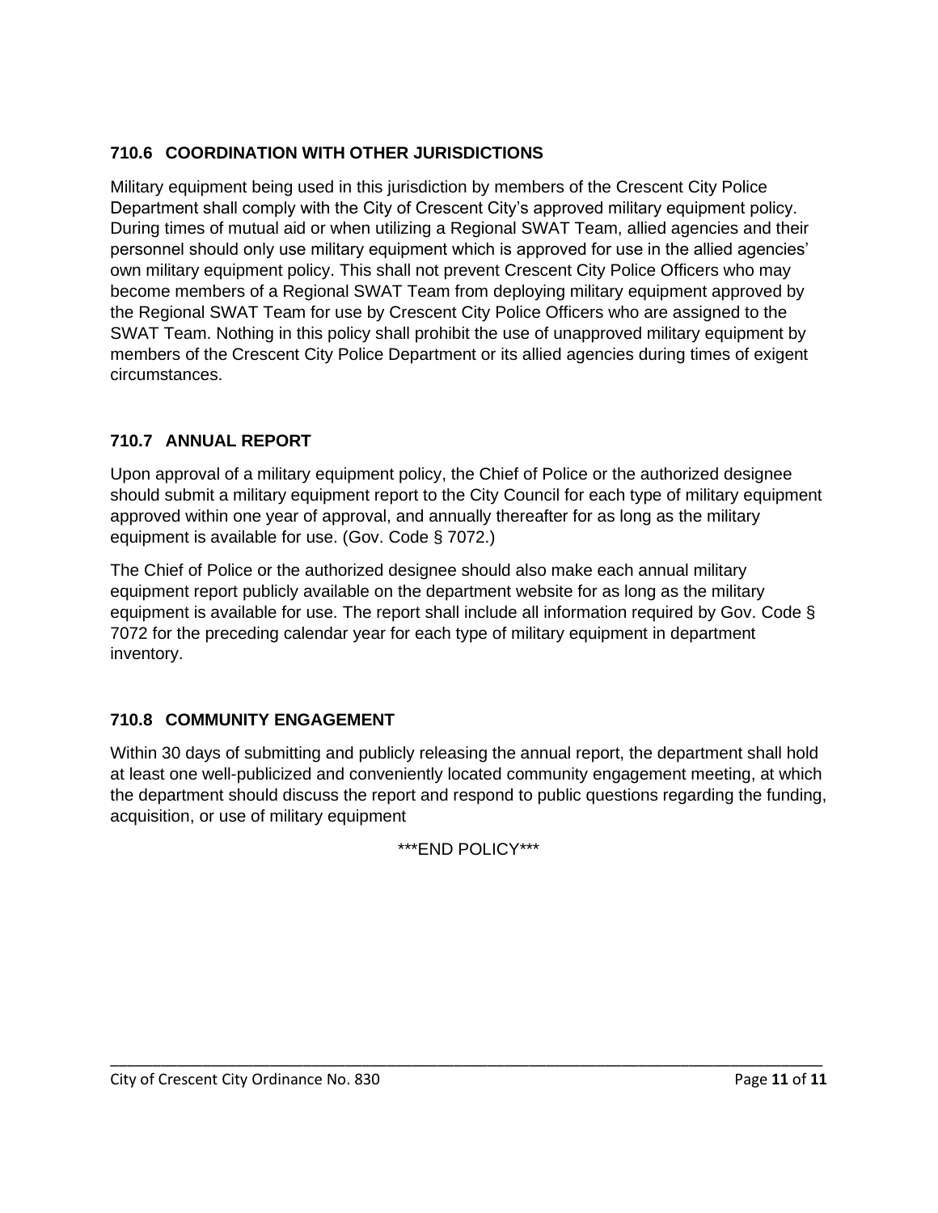### 710.6 COORDINATION WITH OTHER JURISDICTIONS

Military equipment being used in this jurisdiction by members of the Crescent City Police Department shall comply with the City of Crescent City's approved military equipment policy. During times of mutual aid or when utilizing a Regional SWAT Team, allied agencies and their personnel should only use military equipment which is approved for use in the allied agencies' own military equipment policy. This shall not prevent Crescent City Police Officers who may become members of a Regional SWAT Team from deploying military equipment approved by the Regional SWAT Team for use by Crescent City Police Officers who are assigned to the SWAT Team. Nothing in this policy shall prohibit the use of unapproved military equipment by members of the Crescent City Police Department or its allied agencies during times of exigent circumstances.

### 710.7 ANNUAL REPORT

Upon approval of a military equipment policy, the Chief of Police or the authorized designee should submit a military equipment report to the City Council for each type of military equipment approved within one year of approval, and annually thereafter for as long as the military equipment is available for use. (Gov. Code § 7072.)

The Chief of Police or the authorized designee should also make each annual military equipment report publicly available on the department website for as long as the military equipment is available for use. The report shall include all information required by Gov. Code § 7072 for the preceding calendar year for each type of military equipment in department inventory.

### 710.8 COMMUNITY ENGAGEMENT

Within 30 days of submitting and publicly releasing the annual report, the department shall hold at least one well-publicized and conveniently located community engagement meeting, at which the department should discuss the report and respond to public questions regarding the funding, acquisition, or use of military equipment

***END POLICY***